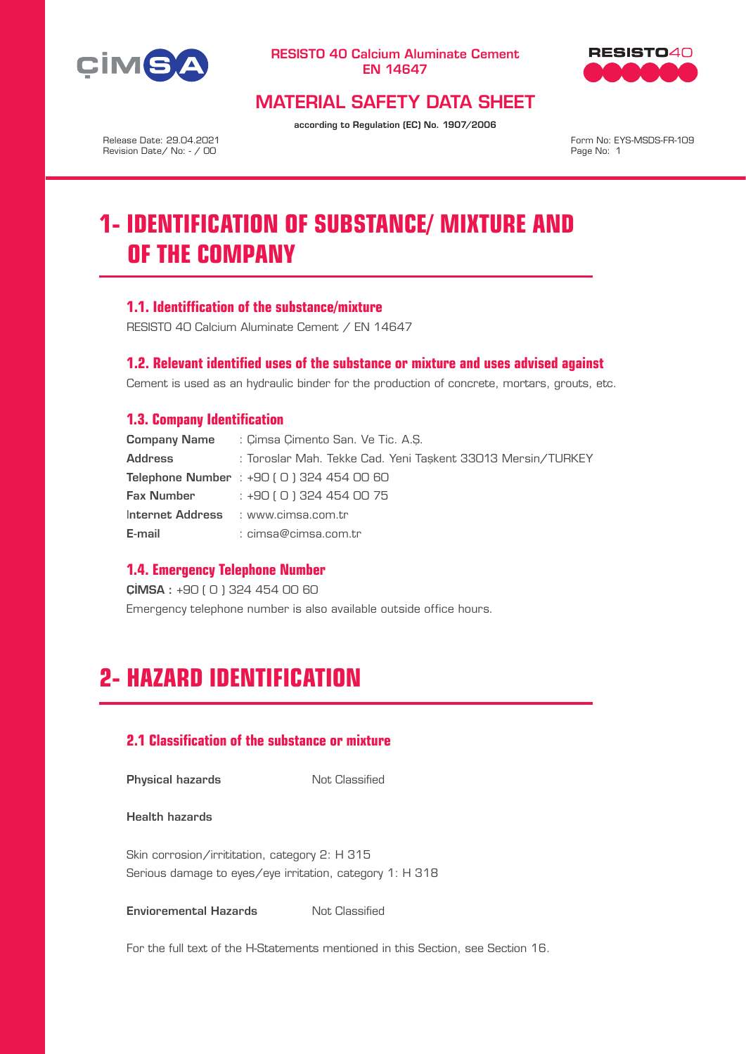RESISTO 40 Calcium Aluminate Cement
EN 14647

# MATERIAL SAFETY DATA SHEET

**according to Regulation (EC) No. 1907/2006**

Release Date: 29.04.2021
Revision Date/ No: - / 00

Form No: EYS-MSDS-FR-109

# 1- IDENTIFICATION OF SUBSTANCE/ MIXTURE AND OF THE COMPANY

## 1.1. Identiffication of the substance/mixture

RESISTO 40 Calcium Aluminate Cement / EN 14647

## 1.2. Relevant identified uses of the substance or mixture and uses advised against

Cement is used as an hydraulic binder for the production of concrete, mortars, grouts, etc.

## 1.3. Company Identification

**Company Name** : Çimsa Çimento San. Ve Tic. A.Ş.
**Address** : Toroslar Mah. Tekke Cad. Yeni Taşkent 33013 Mersin/TURKEY
**Telephone Number** : +90 ( 0 ) 324 454 00 60
**Fax Number** : +90 ( 0 ) 324 454 00 75
**Internet Address** : www.cimsa.com.tr
**E-mail** : cimsa@cimsa.com.tr

## 1.4. Emergency Telephone Number

**ÇİMSA :** +90 ( 0 ) 324 454 00 60
Emergency telephone number is also available outside office hours.

# 2- HAZARD IDENTIFICATION

## 2.1 Classification of the substance or mixture

**Physical hazards** Not Classified

**Health hazards**

Skin corrosion/irrititation, category 2: H 315
Serious damage to eyes/eye irritation, category 1: H 318

**Envioremental Hazards** Not Classified

For the full text of the H-Statements mentioned in this Section, see Section 16.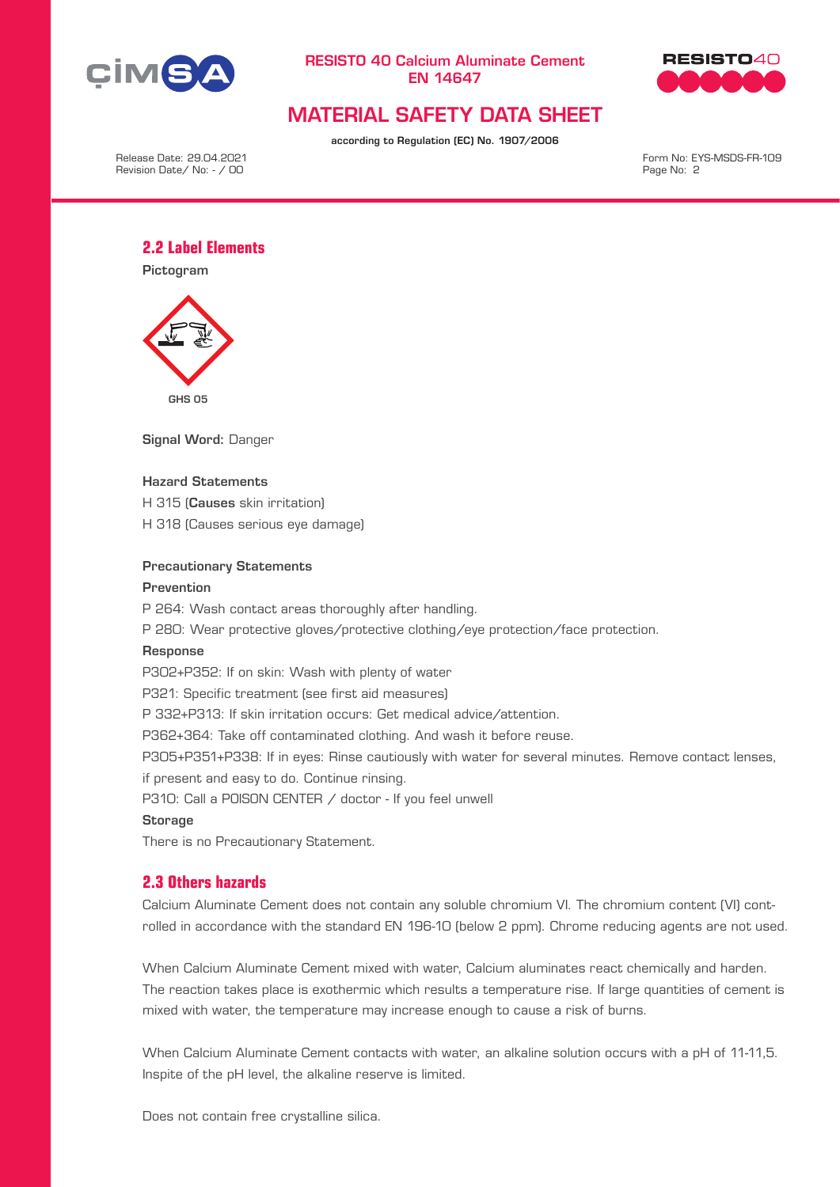## 2.2 Label Elements

**Pictogram**

GHS 05

**Signal Word:** Danger

**Hazard Statements**

H 315 (**Causes** skin irritation)

H 318 (Causes serious eye damage)

**Precautionary Statements**

**Prevention**

P 264: Wash contact areas thoroughly after handling.

P 280: Wear protective gloves/protective clothing/eye protection/face protection.

**Response**

P302+P352: If on skin: Wash with plenty of water

P321: Specific treatment (see first aid measures)

P 332+P313: If skin irritation occurs: Get medical advice/attention.

P362+364: Take off contaminated clothing. And wash it before reuse.

P305+P351+P338: If in eyes: Rinse cautiously with water for several minutes. Remove contact lenses, if present and easy to do. Continue rinsing.

P310: Call a POISON CENTER / doctor - If you feel unwell

**Storage**

There is no Precautionary Statement.

## 2.3 Others hazards

Calcium Aluminate Cement does not contain any soluble chromium VI. The chromium content (VI) controlled in accordance with the standard EN 196-10 (below 2 ppm). Chrome reducing agents are not used.

When Calcium Aluminate Cement mixed with water, Calcium aluminates react chemically and harden. The reaction takes place is exothermic which results a temperature rise. If large quantities of cement is mixed with water, the temperature may increase enough to cause a risk of burns.

When Calcium Aluminate Cement contacts with water, an alkaline solution occurs with a pH of 11-11,5. Inspite of the pH level, the alkaline reserve is limited.

Does not contain free crystalline silica.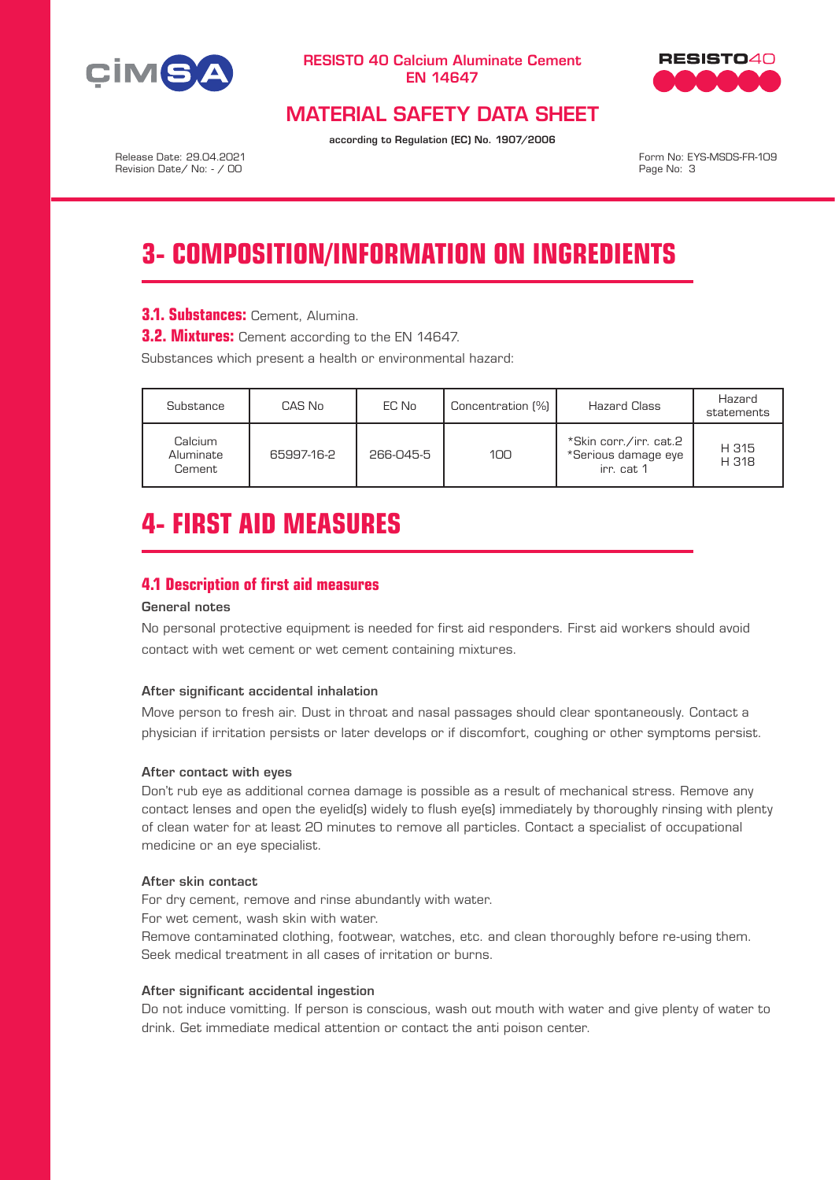# 3- COMPOSITION/INFORMATION ON INGREDIENTS

**3.1. Substances:** Cement, Alumina.

**3.2. Mixtures:** Cement according to the EN 14647.

Substances which present a health or environmental hazard:

| Substance | CAS No | EC No | Concentration (%) | Hazard Class | Hazard statements |
|---|---|---|---|---|---|
| Calcium Aluminate Cement | 65997-16-2 | 266-045-5 | 100 | *Skin corr./irr. cat.2<br>*Serious damage eye irr. cat 1 | H 315<br>H 318 |

# 4- FIRST AID MEASURES

## 4.1 Description of first aid measures

**General notes**

No personal protective equipment is needed for first aid responders. First aid workers should avoid contact with wet cement or wet cement containing mixtures.

**After significant accidental inhalation**

Move person to fresh air. Dust in throat and nasal passages should clear spontaneously. Contact a physician if irritation persists or later develops or if discomfort, coughing or other symptoms persist.

**After contact with eyes**

Don't rub eye as additional cornea damage is possible as a result of mechanical stress. Remove any contact lenses and open the eyelid(s) widely to flush eye(s) immediately by thoroughly rinsing with plenty of clean water for at least 20 minutes to remove all particles. Contact a specialist of occupational medicine or an eye specialist.

**After skin contact**

For dry cement, remove and rinse abundantly with water.
For wet cement, wash skin with water.
Remove contaminated clothing, footwear, watches, etc. and clean thoroughly before re-using them.
Seek medical treatment in all cases of irritation or burns.

**After significant accidental ingestion**

Do not induce vomitting. If person is conscious, wash out mouth with water and give plenty of water to drink. Get immediate medical attention or contact the anti poison center.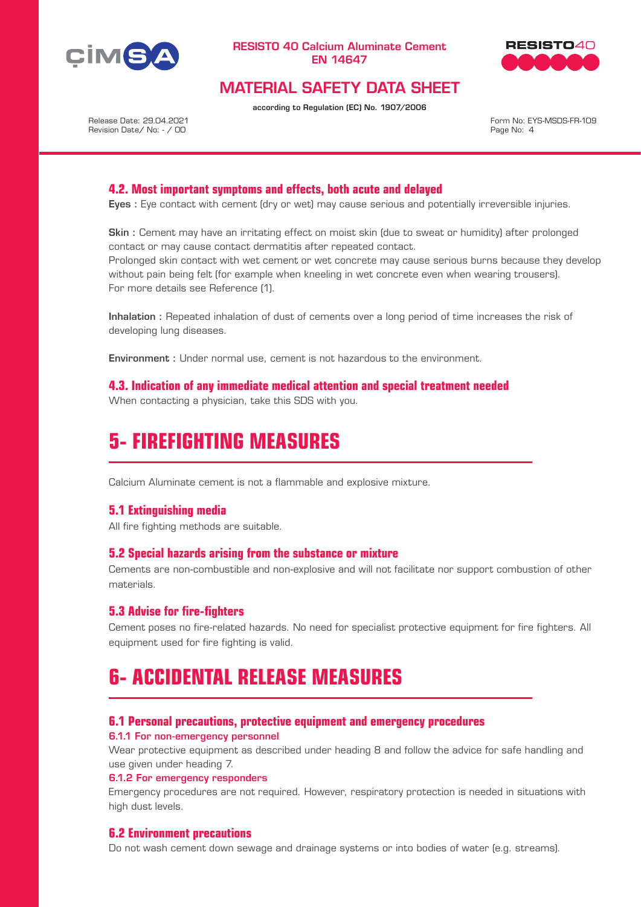### 4.2. Most important symptoms and effects, both acute and delayed

**Eyes :** Eye contact with cement (dry or wet) may cause serious and potentially irreversible injuries.

**Skin :** Cement may have an irritating effect on moist skin (due to sweat or humidity) after prolonged contact or may cause contact dermatitis after repeated contact.
Prolonged skin contact with wet cement or wet concrete may cause serious burns because they develop without pain being felt (for example when kneeling in wet concrete even when wearing trousers).
For more details see Reference (1).

**Inhalation :** Repeated inhalation of dust of cements over a long period of time increases the risk of developing lung diseases.

**Environment :** Under normal use, cement is not hazardous to the environment.

### 4.3. Indication of any immediate medical attention and special treatment needed

When contacting a physician, take this SDS with you.

# 5- FIREFIGHTING MEASURES

Calcium Aluminate cement is not a flammable and explosive mixture.

### 5.1 Extinguishing media

All fire fighting methods are suitable.

### 5.2 Special hazards arising from the substance or mixture

Cements are non-combustible and non-explosive and will not facilitate nor support combustion of other materials.

### 5.3 Advise for fire-fighters

Cement poses no fire-related hazards. No need for specialist protective equipment for fire fighters. All equipment used for fire fighting is valid.

# 6- ACCIDENTAL RELEASE MEASURES

### 6.1 Personal precautions, protective equipment and emergency procedures

#### 6.1.1 For non-emergency personnel

Wear protective equipment as described under heading 8 and follow the advice for safe handling and use given under heading 7.

#### 6.1.2 For emergency responders

Emergency procedures are not required. However, respiratory protection is needed in situations with high dust levels.

### 6.2 Environment precautions

Do not wash cement down sewage and drainage systems or into bodies of water (e.g. streams).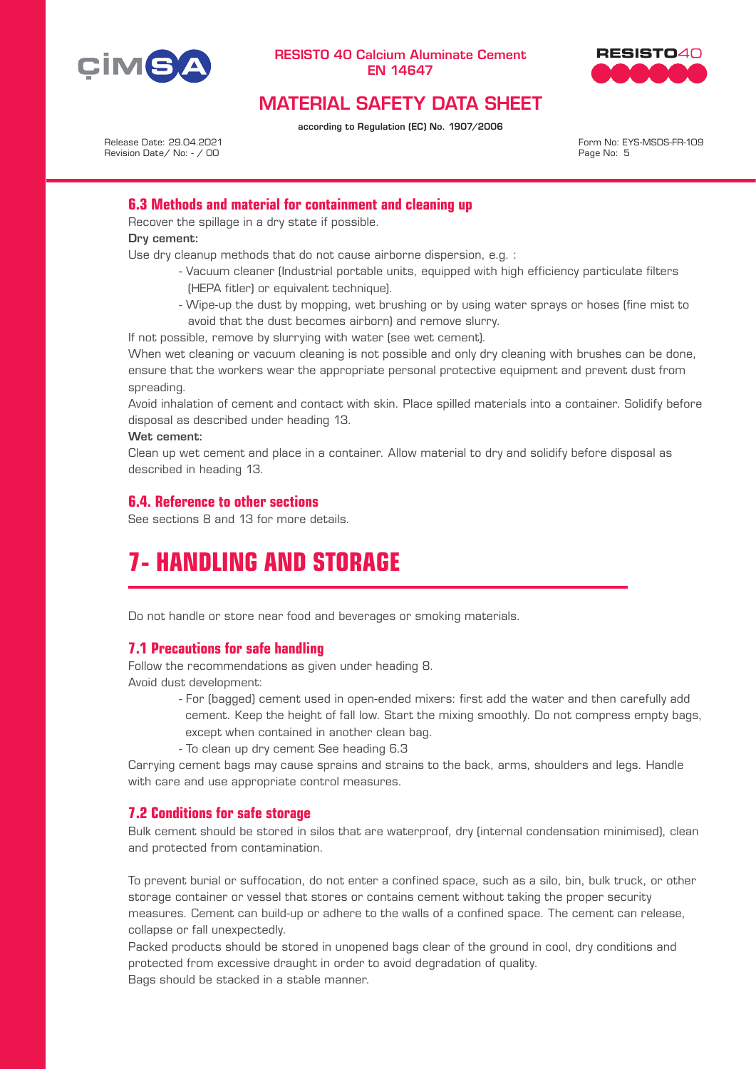### 6.3 Methods and material for containment and cleaning up

Recover the spillage in a dry state if possible.

**Dry cement:**

Use dry cleanup methods that do not cause airborne dispersion, e.g. :

- Vacuum cleaner (Industrial portable units, equipped with high efficiency particulate filters (HEPA fitler) or equivalent technique).
- Wipe-up the dust by mopping, wet brushing or by using water sprays or hoses (fine mist to avoid that the dust becomes airborn) and remove slurry.

If not possible, remove by slurrying with water (see wet cement).

When wet cleaning or vacuum cleaning is not possible and only dry cleaning with brushes can be done, ensure that the workers wear the appropriate personal protective equipment and prevent dust from spreading.

Avoid inhalation of cement and contact with skin. Place spilled materials into a container. Solidify before disposal as described under heading 13.

**Wet cement:**

Clean up wet cement and place in a container. Allow material to dry and solidify before disposal as described in heading 13.

### 6.4. Reference to other sections

See sections 8 and 13 for more details.

## 7- HANDLING AND STORAGE

Do not handle or store near food and beverages or smoking materials.

### 7.1 Precautions for safe handling

Follow the recommendations as given under heading 8.

Avoid dust development:

- For (bagged) cement used in open-ended mixers: first add the water and then carefully add cement. Keep the height of fall low. Start the mixing smoothly. Do not compress empty bags, except when contained in another clean bag.
- To clean up dry cement See heading 6.3

Carrying cement bags may cause sprains and strains to the back, arms, shoulders and legs. Handle with care and use appropriate control measures.

### 7.2 Conditions for safe storage

Bulk cement should be stored in silos that are waterproof, dry (internal condensation minimised), clean and protected from contamination.

To prevent burial or suffocation, do not enter a confined space, such as a silo, bin, bulk truck, or other storage container or vessel that stores or contains cement without taking the proper security measures. Cement can build-up or adhere to the walls of a confined space. The cement can release, collapse or fall unexpectedly.

Packed products should be stored in unopened bags clear of the ground in cool, dry conditions and protected from excessive draught in order to avoid degradation of quality.

Bags should be stacked in a stable manner.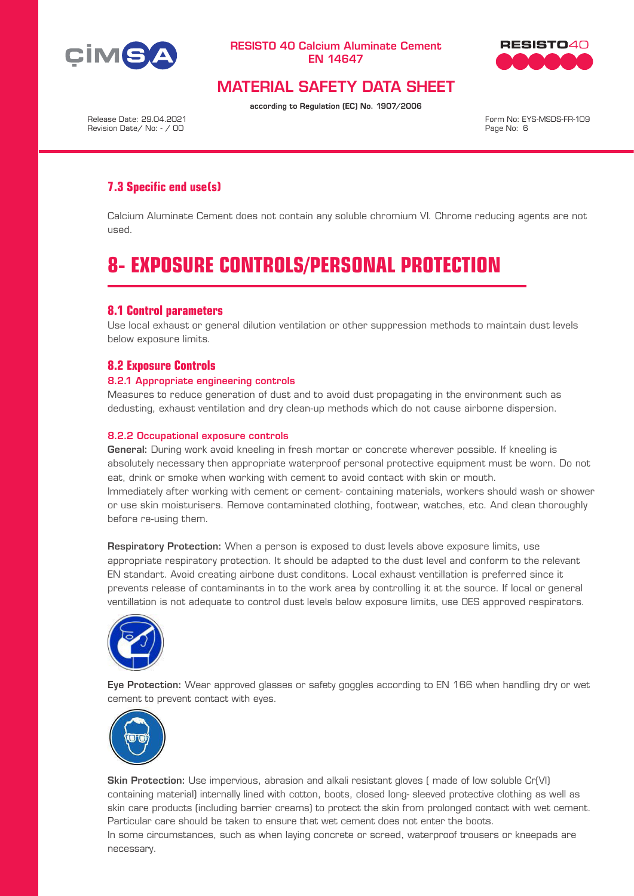### 7.3 Specific end use(s)

Calcium Aluminate Cement does not contain any soluble chromium VI. Chrome reducing agents are not used.

# 8- EXPOSURE CONTROLS/PERSONAL PROTECTION

### 8.1 Control parameters

Use local exhaust or general dilution ventilation or other suppression methods to maintain dust levels below exposure limits.

### 8.2 Exposure Controls

#### 8.2.1 Appropriate engineering controls

Measures to reduce generation of dust and to avoid dust propagating in the environment such as dedusting, exhaust ventilation and dry clean-up methods which do not cause airborne dispersion.

#### 8.2.2 Occupational exposure controls

**General:** During work avoid kneeling in fresh mortar or concrete wherever possible. If kneeling is absolutely necessary then appropriate waterproof personal protective equipment must be worn. Do not eat, drink or smoke when working with cement to avoid contact with skin or mouth.
Immediately after working with cement or cement- containing materials, workers should wash or shower or use skin moisturisers. Remove contaminated clothing, footwear, watches, etc. And clean thoroughly before re-using them.

**Respiratory Protection:** When a person is exposed to dust levels above exposure limits, use appropriate respiratory protection. It should be adapted to the dust level and conform to the relevant EN standart. Avoid creating airbone dust conditons. Local exhaust ventillation is preferred since it prevents release of contaminants in to the work area by controlling it at the source. If local or general ventillation is not adequate to control dust levels below exposure limits, use OES approved respirators.

**Eye Protection:** Wear approved glasses or safety goggles according to EN 166 when handling dry or wet cement to prevent contact with eyes.

**Skin Protection:** Use impervious, abrasion and alkali resistant gloves ( made of low soluble Cr(VI) containing material) internally lined with cotton, boots, closed long- sleeved protective clothing as well as skin care products (including barrier creams) to protect the skin from prolonged contact with wet cement. Particular care should be taken to ensure that wet cement does not enter the boots.
In some circumstances, such as when laying concrete or screed, waterproof trousers or kneepads are necessary.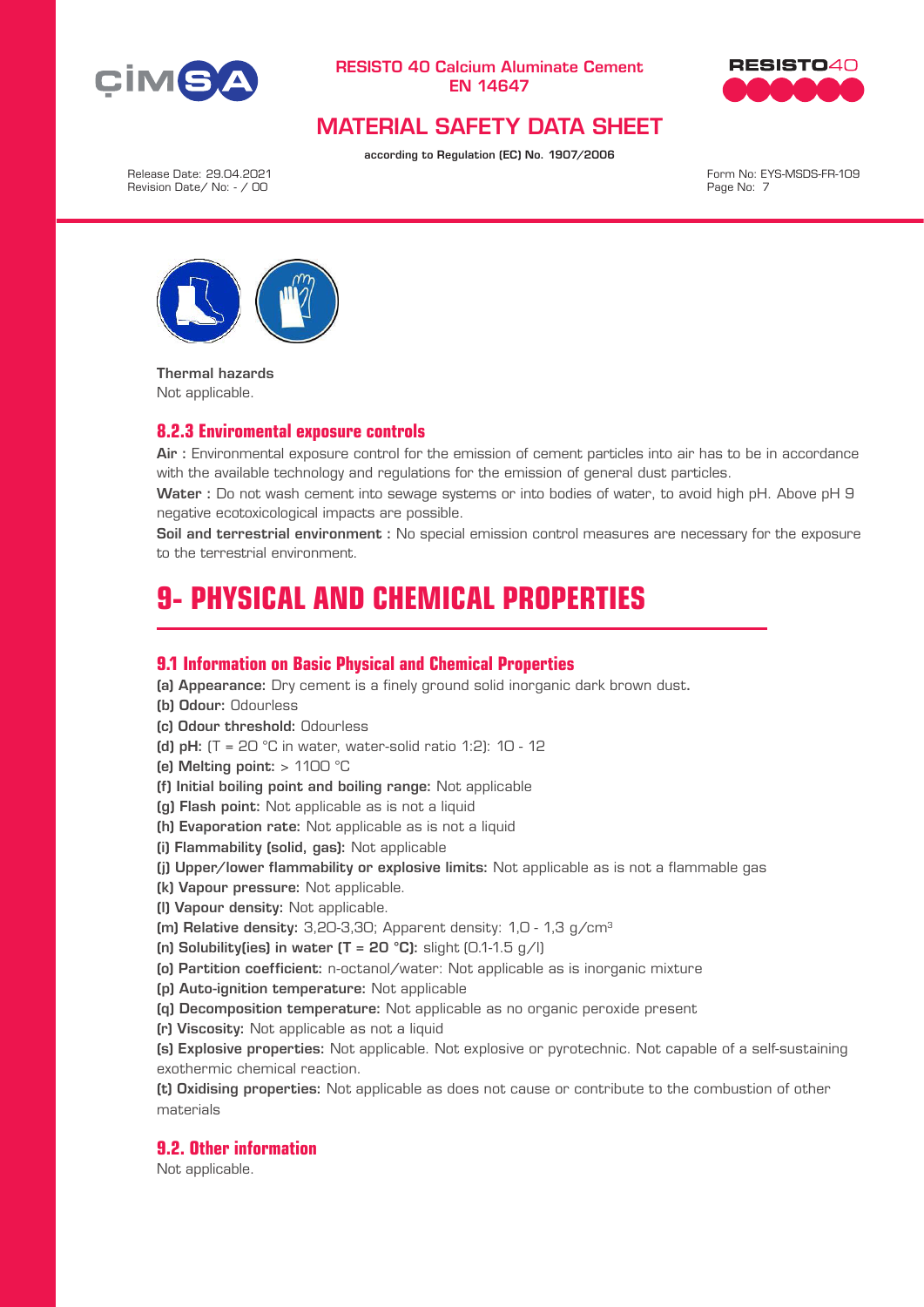**Thermal hazards**
Not applicable.

### 8.2.3 Enviromental exposure controls

**Air :** Environmental exposure control for the emission of cement particles into air has to be in accordance with the available technology and regulations for the emission of general dust particles.

**Water :** Do not wash cement into sewage systems or into bodies of water, to avoid high pH. Above pH 9 negative ecotoxicological impacts are possible.

**Soil and terrestrial environment :** No special emission control measures are necessary for the exposure to the terrestrial environment.

# 9- PHYSICAL AND CHEMICAL PROPERTIES

## 9.1 Information on Basic Physical and Chemical Properties

**(a) Appearance:** Dry cement is a finely ground solid inorganic dark brown dust.
**(b) Odour:** Odourless
**(c) Odour threshold:** Odourless
**(d) pH:** (T = 20 °C in water, water-solid ratio 1:2): 10 - 12
**(e) Melting point:** > 1100 °C
**(f) Initial boiling point and boiling range:** Not applicable
**(g) Flash point:** Not applicable as is not a liquid
**(h) Evaporation rate:** Not applicable as is not a liquid
**(i) Flammability (solid, gas):** Not applicable
**(j) Upper/lower flammability or explosive limits:** Not applicable as is not a flammable gas
**(k) Vapour pressure:** Not applicable.
**(l) Vapour density:** Not applicable.
**(m) Relative density:** 3,20-3,30; Apparent density: 1,0 - 1,3 g/cm$^3$
**(n) Solubility(ies) in water (T = 20 °C):** slight (0.1-1.5 g/l)
**(o) Partition coefficient:** n-octanol/water: Not applicable as is inorganic mixture
**(p) Auto-ignition temperature:** Not applicable
**(q) Decomposition temperature:** Not applicable as no organic peroxide present
**(r) Viscosity:** Not applicable as not a liquid
**(s) Explosive properties:** Not applicable. Not explosive or pyrotechnic. Not capable of a self-sustaining exothermic chemical reaction.
**(t) Oxidising properties:** Not applicable as does not cause or contribute to the combustion of other materials

## 9.2. Other information

Not applicable.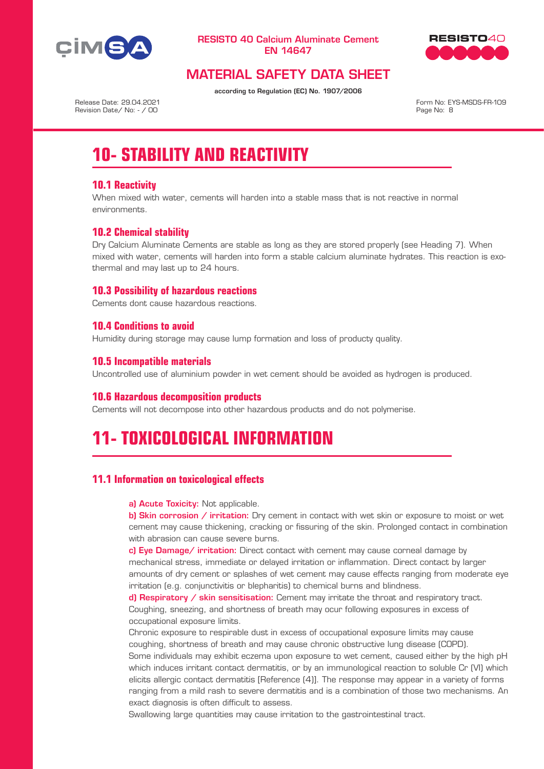# 10- STABILITY AND REACTIVITY

## 10.1 Reactivity

When mixed with water, cements will harden into a stable mass that is not reactive in normal environments.

## 10.2 Chemical stability

Dry Calcium Aluminate Cements are stable as long as they are stored properly (see Heading 7). When mixed with water, cements will harden into form a stable calcium aluminate hydrates. This reaction is exothermal and may last up to 24 hours.

## 10.3 Possibility of hazardous reactions

Cements dont cause hazardous reactions.

## 10.4 Conditions to avoid

Humidity during storage may cause lump formation and loss of producty quality.

## 10.5 Incompatible materials

Uncontrolled use of aluminium powder in wet cement should be avoided as hydrogen is produced.

## 10.6 Hazardous decomposition products

Cements will not decompose into other hazardous products and do not polymerise.

# 11- TOXICOLOGICAL INFORMATION

## 11.1 Information on toxicological effects

**a) Acute Toxicity:** Not applicable.

**b) Skin corrosion / irritation:** Dry cement in contact with wet skin or exposure to moist or wet cement may cause thickening, cracking or fissuring of the skin. Prolonged contact in combination with abrasion can cause severe burns.

**c) Eye Damage/ irritation:** Direct contact with cement may cause corneal damage by mechanical stress, immediate or delayed irritation or inflammation. Direct contact by larger amounts of dry cement or splashes of wet cement may cause effects ranging from moderate eye irritation (e.g. conjunctivitis or blepharitis) to chemical burns and blindness.

**d) Respiratory / skin sensitisation:** Cement may irritate the throat and respiratory tract. Coughing, sneezing, and shortness of breath may ocur following exposures in excess of occupational exposure limits.

Chronic exposure to respirable dust in excess of occupational exposure limits may cause coughing, shortness of breath and may cause chronic obstructive lung disease (COPD).

Some individuals may exhibit eczema upon exposure to wet cement, caused either by the high pH which induces irritant contact dermatitis, or by an immunological reaction to soluble Cr (VI) which elicits allergic contact dermatitis [Reference (4)]. The response may appear in a variety of forms ranging from a mild rash to severe dermatitis and is a combination of those two mechanisms. An exact diagnosis is often difficult to assess.

Swallowing large quantities may cause irritation to the gastrointestinal tract.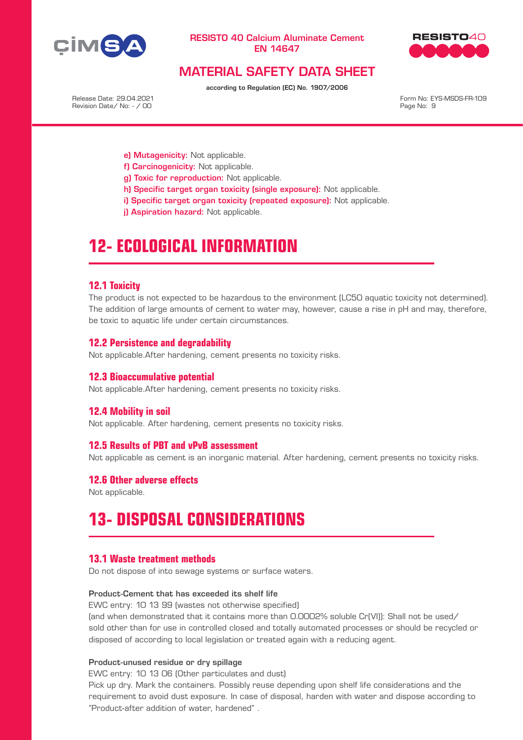**e) Mutagenicity:** Not applicable.
**f) Carcinogenicity:** Not applicable.
**g) Toxic for reproduction:** Not applicable.
**h) Specific target organ toxicity (single exposure):** Not applicable.
**i) Specific target organ toxicity (repeated exposure):** Not applicable.
**j) Aspiration hazard:** Not applicable.

# 12- ECOLOGICAL INFORMATION

### 12.1 Toxicity

The product is not expected to be hazardous to the environment (LC50 aquatic toxicity not determined). The addition of large amounts of cement to water may, however, cause a rise in pH and may, therefore, be toxic to aquatic life under certain circumstances.

### 12.2 Persistence and degradability

Not applicable.After hardening, cement presents no toxicity risks.

### 12.3 Bioaccumulative potential

Not applicable.After hardening, cement presents no toxicity risks.

### 12.4 Mobility in soil

Not applicable. After hardening, cement presents no toxicity risks.

### 12.5 Results of PBT and vPvB assessment

Not applicable as cement is an inorganic material. After hardening, cement presents no toxicity risks.

### 12.6 Other adverse effects

Not applicable.

# 13- DISPOSAL CONSIDERATIONS

### 13.1 Waste treatment methods

Do not dispose of into sewage systems or surface waters.

**Product-Cement that has exceeded its shelf life**

EWC entry: 10 13 99 (wastes not otherwise specified)
(and when demonstrated that it contains more than 0.0002% soluble Cr(VI)): Shall not be used/ sold other than for use in controlled closed and totally automated processes or should be recycled or disposed of according to local legislation or treated again with a reducing agent.

**Product-unused residue or dry spillage**

EWC entry: 10 13 06 (Other particulates and dust)
Pick up dry. Mark the containers. Possibly reuse depending upon shelf life considerations and the requirement to avoid dust exposure. In case of disposal, harden with water and dispose according to "Product-after addition of water, hardened" .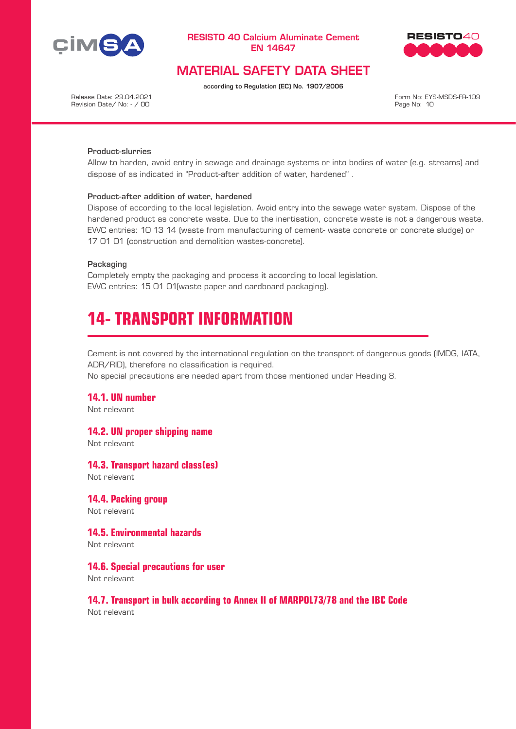**Product-slurries**

Allow to harden, avoid entry in sewage and drainage systems or into bodies of water (e.g. streams) and dispose of as indicated in "Product-after addition of water, hardened" .

**Product-after addition of water, hardened**

Dispose of according to the local legislation. Avoid entry into the sewage water system. Dispose of the hardened product as concrete waste. Due to the inertisation, concrete waste is not a dangerous waste. EWC entries: 10 13 14 (waste from manufacturing of cement- waste concrete or concrete sludge) or 17 01 01 (construction and demolition wastes-concrete).

**Packaging**

Completely empty the packaging and process it according to local legislation.
EWC entries: 15 01 01(waste paper and cardboard packaging).

# 14- TRANSPORT INFORMATION

Cement is not covered by the international regulation on the transport of dangerous goods (IMDG, IATA, ADR/RID), therefore no classification is required.
No special precautions are needed apart from those mentioned under Heading 8.

## 14.1. UN number

Not relevant

## 14.2. UN proper shipping name

Not relevant

## 14.3. Transport hazard class(es)

Not relevant

## 14.4. Packing group

Not relevant

## 14.5. Environmental hazards

Not relevant

## 14.6. Special precautions for user

Not relevant

## 14.7. Transport in bulk according to Annex II of MARPOL73/78 and the IBC Code

Not relevant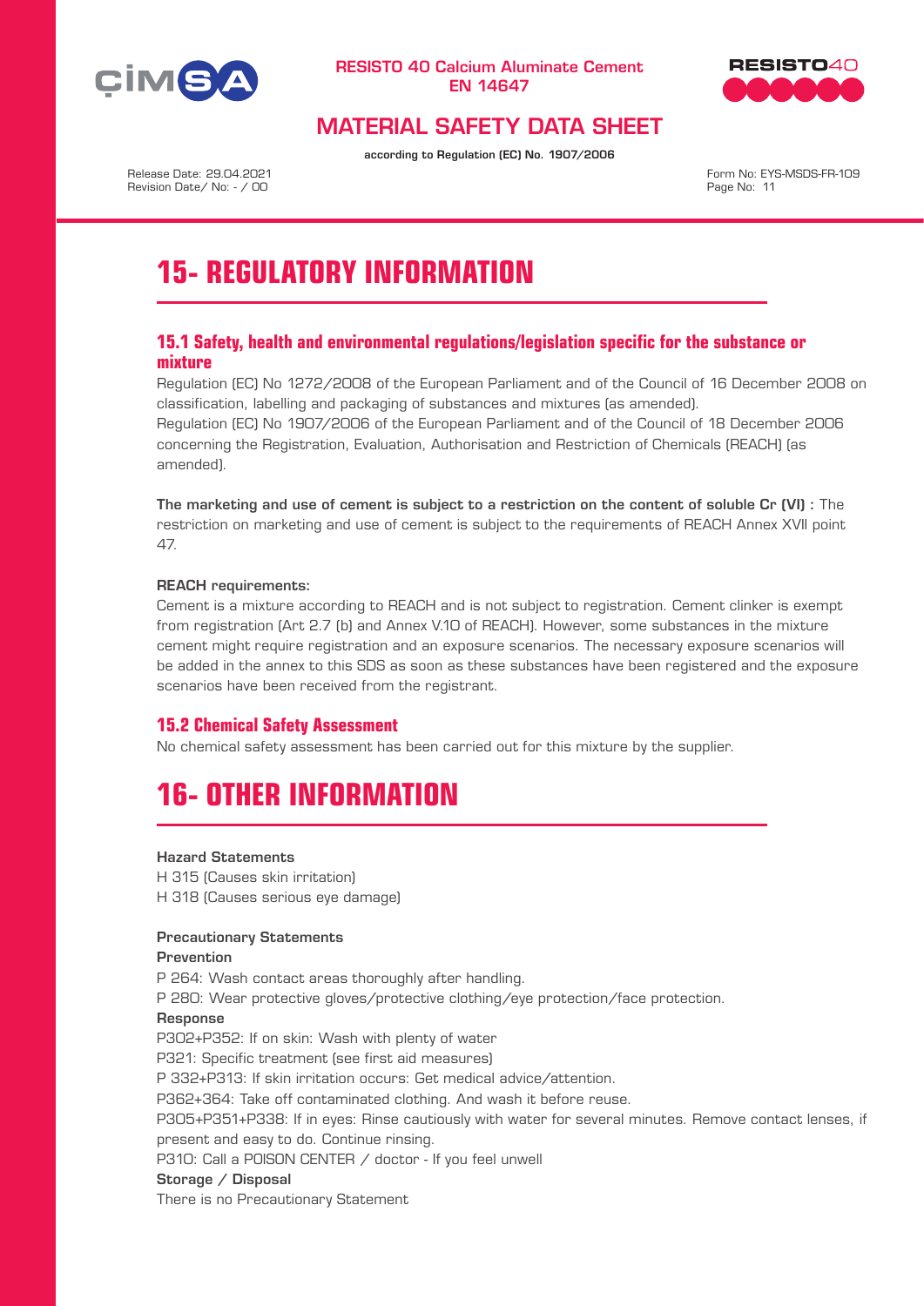# 15- REGULATORY INFORMATION

## 15.1 Safety, health and environmental regulations/legislation specific for the substance or mixture

Regulation (EC) No 1272/2008 of the European Parliament and of the Council of 16 December 2008 on classification, labelling and packaging of substances and mixtures (as amended).
Regulation (EC) No 1907/2006 of the European Parliament and of the Council of 18 December 2006 concerning the Registration, Evaluation, Authorisation and Restriction of Chemicals (REACH) (as amended).

**The marketing and use of cement is subject to a restriction on the content of soluble Cr (VI) :** The restriction on marketing and use of cement is subject to the requirements of REACH Annex XVII point 47.

**REACH requirements:**
Cement is a mixture according to REACH and is not subject to registration. Cement clinker is exempt from registration (Art 2.7 (b) and Annex V.10 of REACH). However, some substances in the mixture cement might require registration and an exposure scenarios. The necessary exposure scenarios will be added in the annex to this SDS as soon as these substances have been registered and the exposure scenarios have been received from the registrant.

## 15.2 Chemical Safety Assessment

No chemical safety assessment has been carried out for this mixture by the supplier.

# 16- OTHER INFORMATION

**Hazard Statements**
H 315 (Causes skin irritation)
H 318 (Causes serious eye damage)

**Precautionary Statements**
**Prevention**
P 264: Wash contact areas thoroughly after handling.
P 280: Wear protective gloves/protective clothing/eye protection/face protection.
**Response**
P302+P352: If on skin: Wash with plenty of water
P321: Specific treatment (see first aid measures)
P 332+P313: If skin irritation occurs: Get medical advice/attention.
P362+364: Take off contaminated clothing. And wash it before reuse.
P305+P351+P338: If in eyes: Rinse cautiously with water for several minutes. Remove contact lenses, if present and easy to do. Continue rinsing.
P310: Call a POISON CENTER / doctor - If you feel unwell
**Storage / Disposal**
There is no Precautionary Statement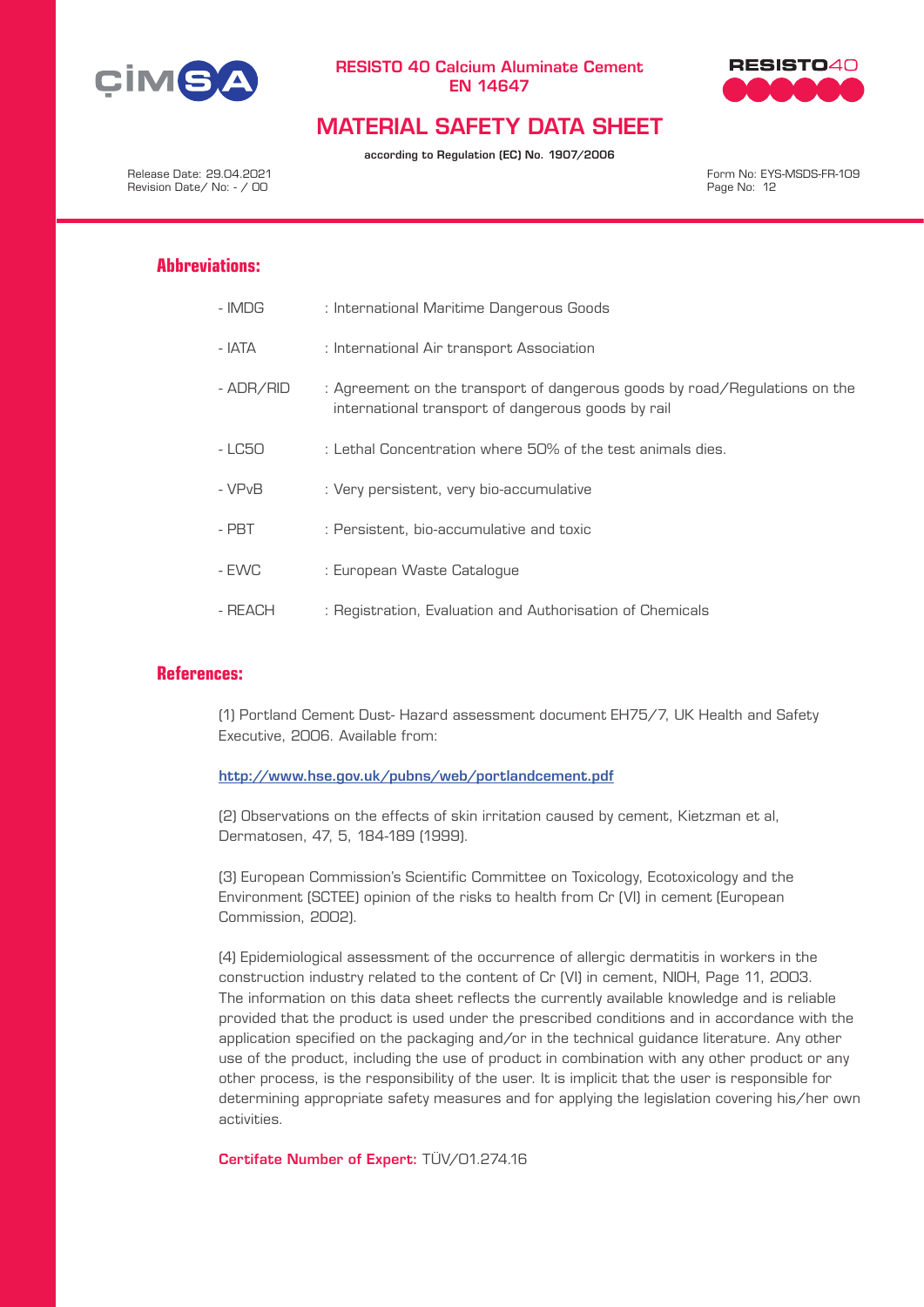## Abbreviations:

- IMDG : International Maritime Dangerous Goods
- IATA : International Air transport Association
- ADR/RID : Agreement on the transport of dangerous goods by road/Regulations on the international transport of dangerous goods by rail
- LC50 : Lethal Concentration where 50% of the test animals dies.
- VPvB : Very persistent, very bio-accumulative
- PBT : Persistent, bio-accumulative and toxic
- EWC : European Waste Catalogue
- REACH : Registration, Evaluation and Authorisation of Chemicals

## References:

(1) Portland Cement Dust- Hazard assessment document EH75/7, UK Health and Safety Executive, 2006. Available from:

http://www.hse.gov.uk/pubns/web/portlandcement.pdf

(2) Observations on the effects of skin irritation caused by cement, Kietzman et al, Dermatosen, 47, 5, 184-189 (1999).

(3) European Commission's Scientific Committee on Toxicology, Ecotoxicology and the Environment (SCTEE) opinion of the risks to health from Cr (VI) in cement (European Commission, 2002).

(4) Epidemiological assessment of the occurrence of allergic dermatitis in workers in the construction industry related to the content of Cr (VI) in cement, NIOH, Page 11, 2003.
The information on this data sheet reflects the currently available knowledge and is reliable provided that the product is used under the prescribed conditions and in accordance with the application specified on the packaging and/or in the technical guidance literature. Any other use of the product, including the use of product in combination with any other product or any other process, is the responsibility of the user. It is implicit that the user is responsible for determining appropriate safety measures and for applying the legislation covering his/her own activities.

**Certifate Number of Expert:** TÜV/01.274.16